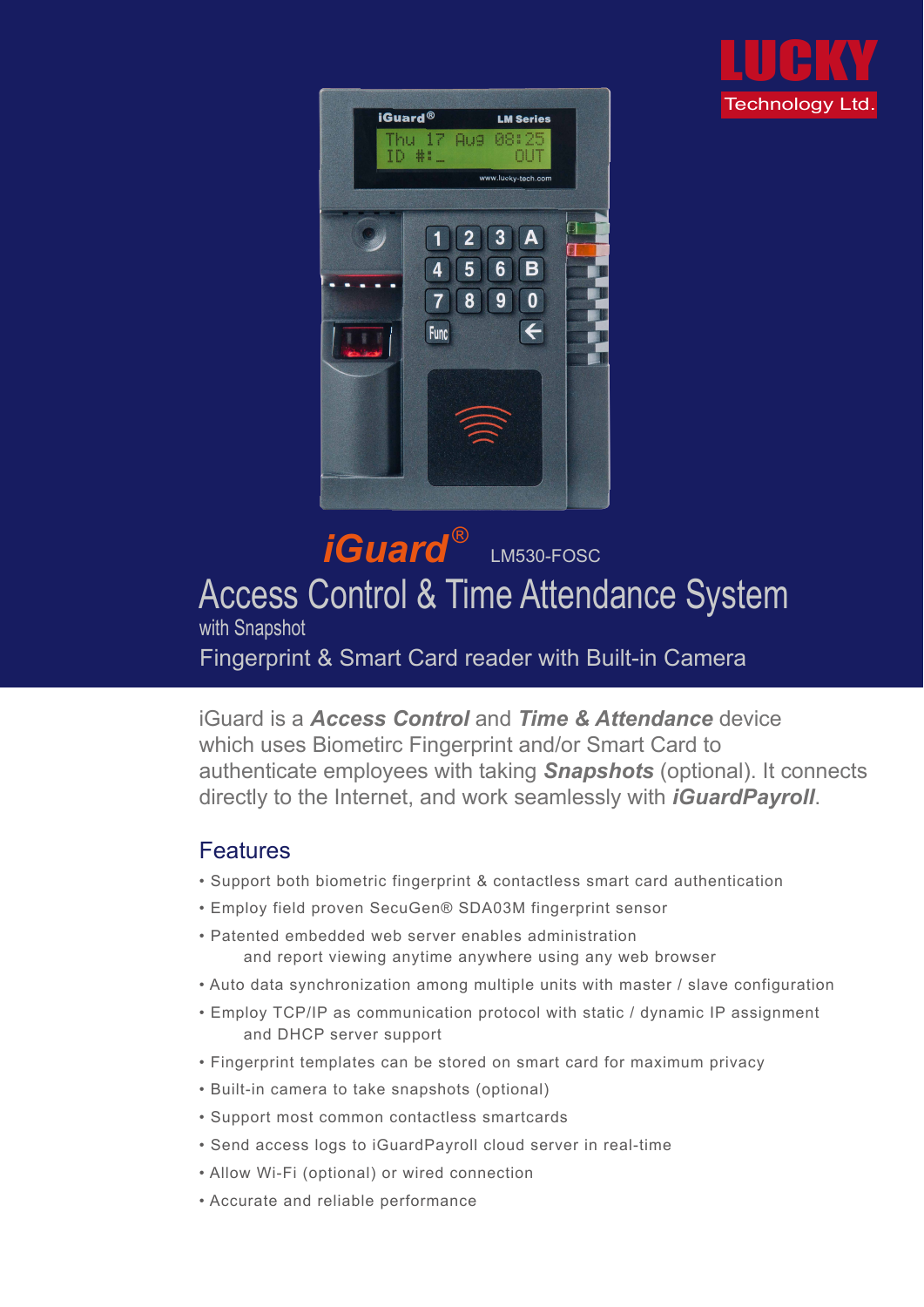LUCKY Technology Ltd.

# *iGuard*® LM530-FOSC

## Access Control & Time Attendance System

with Snapshot

Fingerprint & Smart Card reader with Built-in Camera

iGuard is a ***Access Control*** and ***Time & Attendance*** device which uses Biometirc Fingerprint and/or Smart Card to authenticate employees with taking ***Snapshots*** (optional). It connects directly to the Internet, and work seamlessly with ***iGuardPayroll***.

## Features

- Support both biometric fingerprint & contactless smart card authentication
- Employ field proven SecuGen® SDA03M fingerprint sensor
- Patented embedded web server enables administration and report viewing anytime anywhere using any web browser
- Auto data synchronization among multiple units with master / slave configuration
- Employ TCP/IP as communication protocol with static / dynamic IP assignment and DHCP server support
- Fingerprint templates can be stored on smart card for maximum privacy
- Built-in camera to take snapshots (optional)
- Support most common contactless smartcards
- Send access logs to iGuardPayroll cloud server in real-time
- Allow Wi-Fi (optional) or wired connection
- Accurate and reliable performance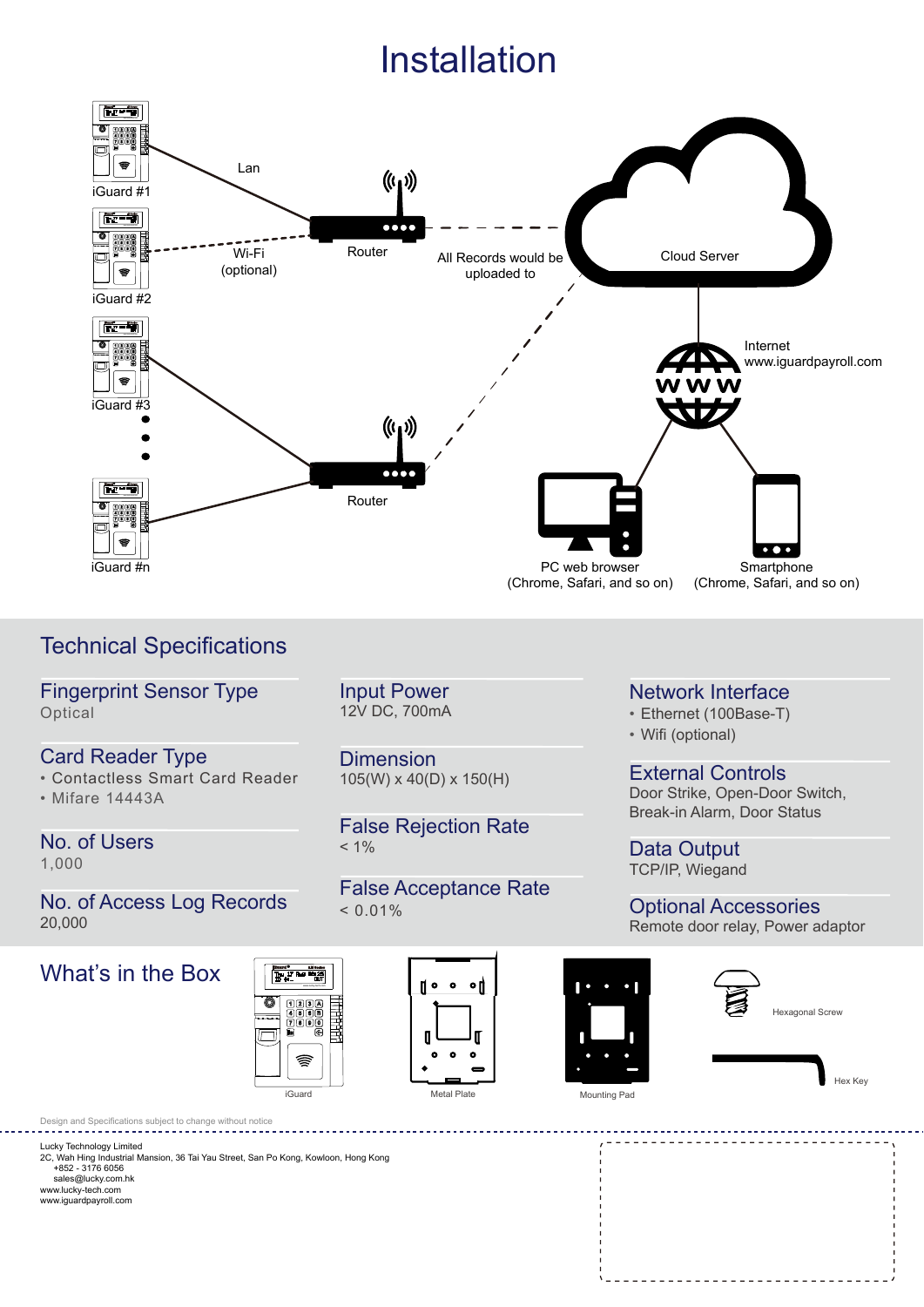# Installation

iGuard #1

Lan

iGuard #2

Wi-Fi
(optional)

Router

All Records would be uploaded to

Cloud Server

iGuard #3

Internet
www.iguardpayroll.com

Router

iGuard #n

PC web browser
(Chrome, Safari, and so on)

Smartphone
(Chrome, Safari, and so on)

## Technical Specifications

### Fingerprint Sensor Type
Optical

### Card Reader Type
- Contactless Smart Card Reader
- Mifare 14443A

### No. of Users
1,000

### No. of Access Log Records
20,000

### Input Power
12V DC, 700mA

### Dimension
105(W) x 40(D) x 150(H)

### False Rejection Rate
< 1%

### False Acceptance Rate
< 0.01%

### Network Interface
- Ethernet (100Base-T)
- Wifi (optional)

### External Controls
Door Strike, Open-Door Switch, Break-in Alarm, Door Status

### Data Output
TCP/IP, Wiegand

### Optional Accessories
Remote door relay, Power adaptor

## What's in the Box

iGuard

Metal Plate

Mounting Pad

Hexagonal Screw

Hex Key

Design and Specifications subject to change without notice

Lucky Technology Limited
2C, Wah Hing Industrial Mansion, 36 Tai Yau Street, San Po Kong, Kowloon, Hong Kong
+852 - 3176 6056
sales@lucky.com.hk
www.lucky-tech.com
www.iguardpayroll.com